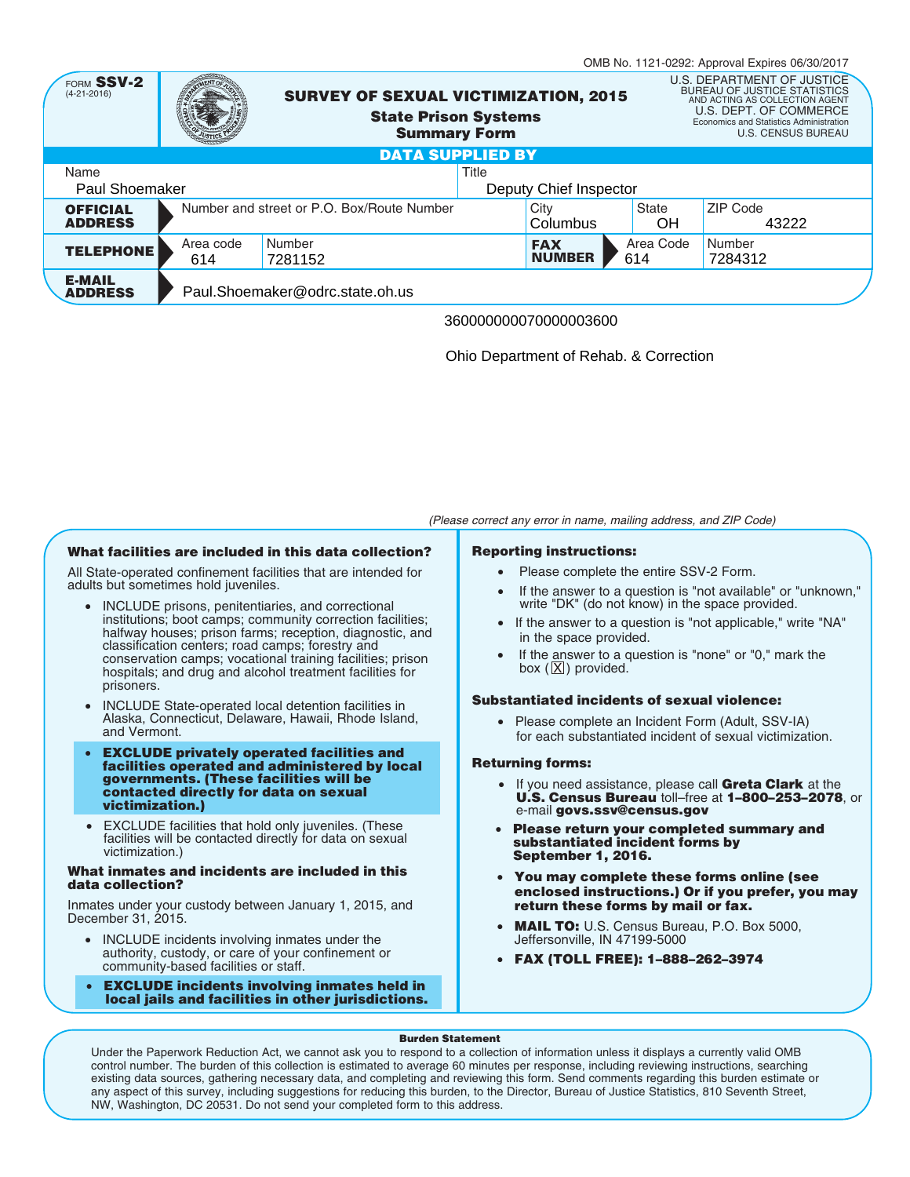OMB No. 1121-0292: Approval Expires 06/30/2017

FORM **SSV-2**
(4-21-2016)

# SURVEY OF SEXUAL VICTIMIZATION, 2015
## State Prison Systems
## Summary Form

U.S. DEPARTMENT OF JUSTICE
BUREAU OF JUSTICE STATISTICS
AND ACTING AS COLLECTION AGENT
U.S. DEPT. OF COMMERCE
Economics and Statistics Administration
U.S. CENSUS BUREAU

**DATA SUPPLIED BY**

| Name | Title |
|---|---|
| Paul Shoemaker | Deputy Chief Inspector |

| **OFFICIAL ADDRESS** | Number and street or P.O. Box/Route Number | City | State | ZIP Code |
|---|---|---|---|---|
| | | Columbus | OH | 43222 |

| **TELEPHONE** | Area code | Number | **FAX NUMBER** | Area Code | Number |
|---|---|---|---|---|---|
| | 614 | 7281152 | | 614 | 7284312 |

**E-MAIL ADDRESS** Paul.Shoemaker@odrc.state.oh.us

360000000070000003600

Ohio Department of Rehab. & Correction

*(Please correct any error in name, mailing address, and ZIP Code)*

**What facilities are included in this data collection?**

All State-operated confinement facilities that are intended for adults but sometimes hold juveniles.

- INCLUDE prisons, penitentiaries, and correctional institutions; boot camps; community correction facilities; halfway houses; prison farms; reception, diagnostic, and classification centers; road camps; forestry and conservation camps; vocational training facilities; prison hospitals; and drug and alcohol treatment facilities for prisoners.
- INCLUDE State-operated local detention facilities in Alaska, Connecticut, Delaware, Hawaii, Rhode Island, and Vermont.
- **EXCLUDE privately operated facilities and facilities operated and administered by local governments. (These facilities will be contacted directly for data on sexual victimization.)**
- EXCLUDE facilities that hold only juveniles. (These facilities will be contacted directly for data on sexual victimization.)

**What inmates and incidents are included in this data collection?**

Inmates under your custody between January 1, 2015, and December 31, 2015.

- INCLUDE incidents involving inmates under the authority, custody, or care of your confinement or community-based facilities or staff.
- **EXCLUDE incidents involving inmates held in local jails and facilities in other jurisdictions.**

**Reporting instructions:**

- Please complete the entire SSV-2 Form.
- If the answer to a question is "not available" or "unknown," write "DK" (do not know) in the space provided.
- If the answer to a question is "not applicable," write "NA" in the space provided.
- If the answer to a question is "none" or "0," mark the box (☒) provided.

**Substantiated incidents of sexual violence:**

- Please complete an Incident Form (Adult, SSV-IA) for each substantiated incident of sexual victimization.

**Returning forms:**

- If you need assistance, please call **Greta Clark** at the **U.S. Census Bureau** toll–free at **1–800–253–2078**, or e-mail **govs.ssv@census.gov**
- **Please return your completed summary and substantiated incident forms by September 1, 2016.**
- **You may complete these forms online (see enclosed instructions.) Or if you prefer, you may return these forms by mail or fax.**
- **MAIL TO:** U.S. Census Bureau, P.O. Box 5000, Jeffersonville, IN 47199-5000
- **FAX (TOLL FREE): 1–888–262–3974**

**Burden Statement**

Under the Paperwork Reduction Act, we cannot ask you to respond to a collection of information unless it displays a currently valid OMB control number. The burden of this collection is estimated to average 60 minutes per response, including reviewing instructions, searching existing data sources, gathering necessary data, and completing and reviewing this form. Send comments regarding this burden estimate or any aspect of this survey, including suggestions for reducing this burden, to the Director, Bureau of Justice Statistics, 810 Seventh Street, NW, Washington, DC 20531. Do not send your completed form to this address.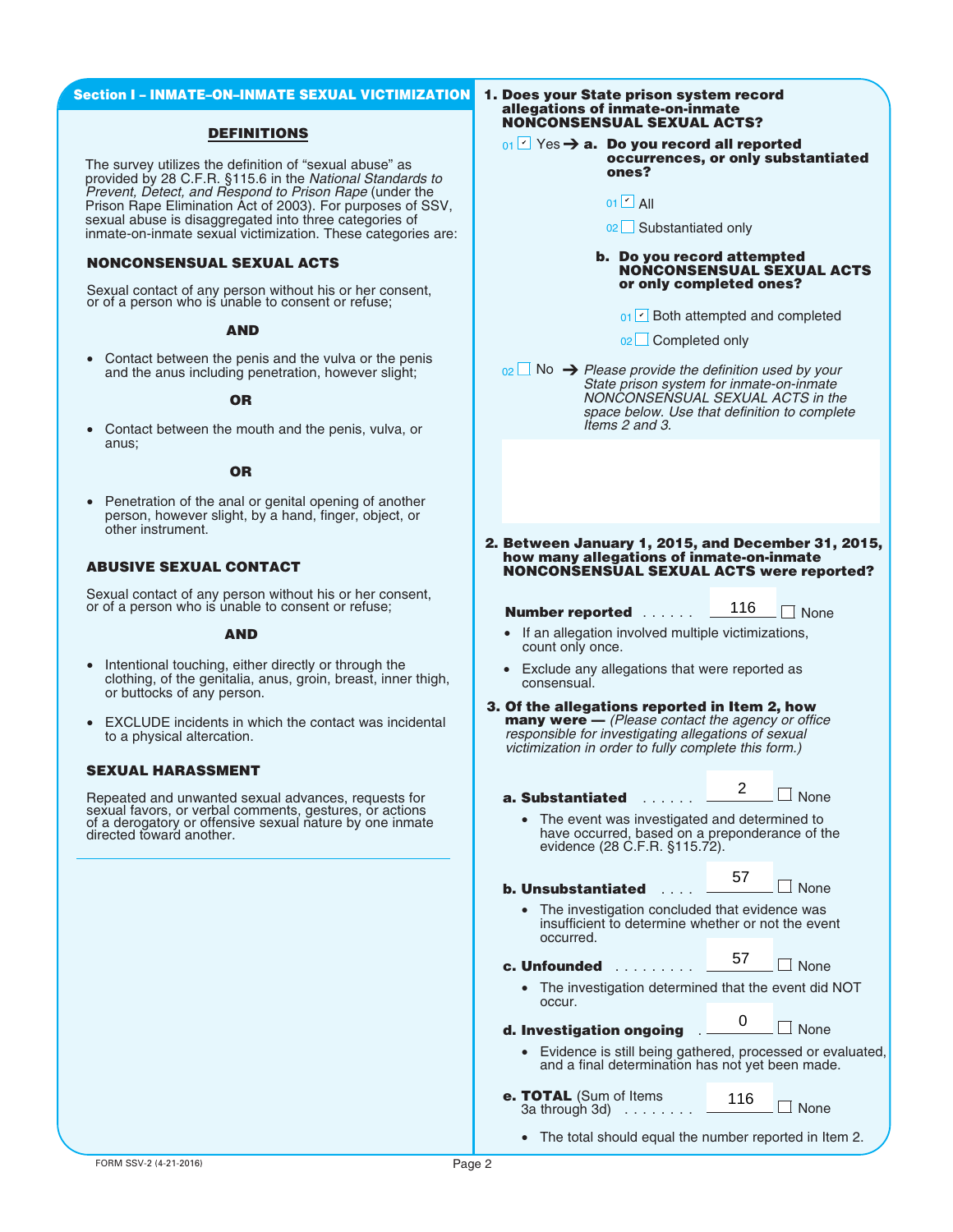## Section I – INMATE-ON-INMATE SEXUAL VICTIMIZATION

### DEFINITIONS

The survey utilizes the definition of "sexual abuse" as provided by 28 C.F.R. §115.6 in the *National Standards to Prevent, Detect, and Respond to Prison Rape* (under the Prison Rape Elimination Act of 2003). For purposes of SSV, sexual abuse is disaggregated into three categories of inmate-on-inmate sexual victimization. These categories are:

#### NONCONSENSUAL SEXUAL ACTS

Sexual contact of any person without his or her consent, or of a person who is unable to consent or refuse;

**AND**

- Contact between the penis and the vulva or the penis and the anus including penetration, however slight;

**OR**

- Contact between the mouth and the penis, vulva, or anus;

**OR**

- Penetration of the anal or genital opening of another person, however slight, by a hand, finger, object, or other instrument.

#### ABUSIVE SEXUAL CONTACT

Sexual contact of any person without his or her consent, or of a person who is unable to consent or refuse;

**AND**

- Intentional touching, either directly or through the clothing, of the genitalia, anus, groin, breast, inner thigh, or buttocks of any person.
- EXCLUDE incidents in which the contact was incidental to a physical altercation.

#### SEXUAL HARASSMENT

Repeated and unwanted sexual advances, requests for sexual favors, or verbal comments, gestures, or actions of a derogatory or offensive sexual nature by one inmate directed toward another.

---

**1. Does your State prison system record allegations of inmate-on-inmate NONCONSENSUAL SEXUAL ACTS?**

01 ☑ Yes → **a. Do you record all reported occurrences, or only substantiated ones?**

- 01 ☑ All
- 02 ☐ Substantiated only

**b. Do you record attempted NONCONSENSUAL SEXUAL ACTS or only completed ones?**

- 01 ☑ Both attempted and completed
- 02 ☐ Completed only

02 ☐ No → *Please provide the definition used by your State prison system for inmate-on-inmate NONCONSENSUAL SEXUAL ACTS in the space below. Use that definition to complete Items 2 and 3.*

**2. Between January 1, 2015, and December 31, 2015, how many allegations of inmate-on-inmate NONCONSENSUAL SEXUAL ACTS were reported?**

**Number reported** . . . . . . 116 ☐ None

- If an allegation involved multiple victimizations, count only once.
- Exclude any allegations that were reported as consensual.

**3. Of the allegations reported in Item 2, how many were —** *(Please contact the agency or office responsible for investigating allegations of sexual victimization in order to fully complete this form.)*

**a. Substantiated** . . . . . . 2 ☐ None

- The event was investigated and determined to have occurred, based on a preponderance of the evidence (28 C.F.R. §115.72).

**b. Unsubstantiated** . . . . 57 ☐ None

- The investigation concluded that evidence was insufficient to determine whether or not the event occurred.

**c. Unfounded** . . . . . . . . . 57 ☐ None

- The investigation determined that the event did NOT occur.

**d. Investigation ongoing** . 0 ☐ None

- Evidence is still being gathered, processed or evaluated, and a final determination has not yet been made.

**e. TOTAL** (Sum of Items 3a through 3d) . . . . . . . . 116 ☐ None

- The total should equal the number reported in Item 2.

FORM SSV-2 (4-21-2016)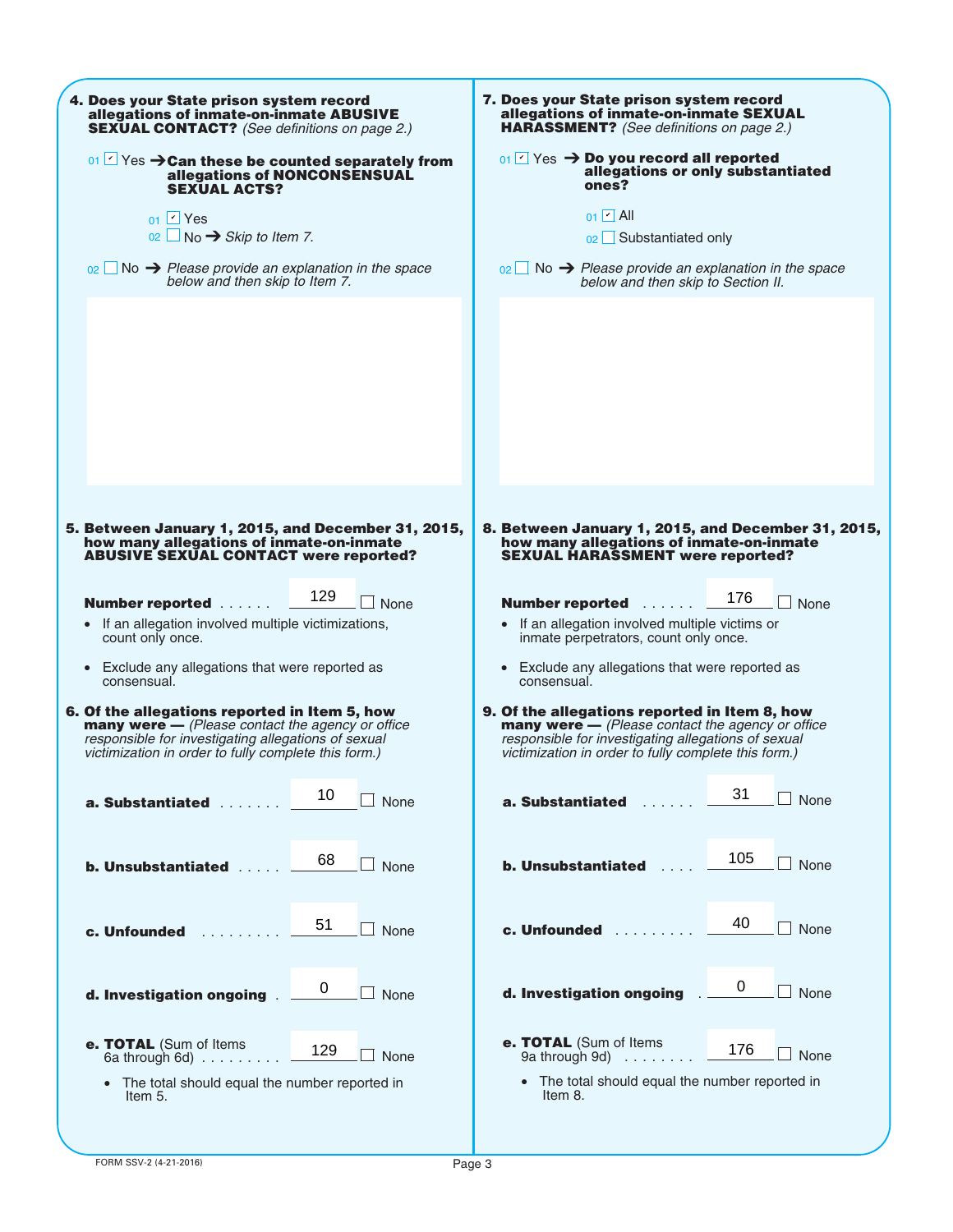**4. Does your State prison system record allegations of inmate-on-inmate ABUSIVE SEXUAL CONTACT?** *(See definitions on page 2.)*

01 ☑ Yes ➔ **Can these be counted separately from allegations of NONCONSENSUAL SEXUAL ACTS?**

- 01 ☑ Yes
- 02 ☐ No ➔ *Skip to Item 7.*

02 ☐ No ➔ *Please provide an explanation in the space below and then skip to Item 7.*

**5. Between January 1, 2015, and December 31, 2015, how many allegations of inmate-on-inmate ABUSIVE SEXUAL CONTACT were reported?**

**Number reported** . . . . . . 129 ☐ None

- If an allegation involved multiple victimizations, count only once.
- Exclude any allegations that were reported as consensual.

**6. Of the allegations reported in Item 5, how many were —** *(Please contact the agency or office responsible for investigating allegations of sexual victimization in order to fully complete this form.)*

| | | |
|---|---|---|
| **a. Substantiated** | 10 | ☐ None |
| **b. Unsubstantiated** | 68 | ☐ None |
| **c. Unfounded** | 51 | ☐ None |
| **d. Investigation ongoing** | 0 | ☐ None |
| **e. TOTAL** (Sum of Items 6a through 6d) | 129 | ☐ None |

- The total should equal the number reported in Item 5.

**7. Does your State prison system record allegations of inmate-on-inmate SEXUAL HARASSMENT?** *(See definitions on page 2.)*

01 ☑ Yes ➔ **Do you record all reported allegations or only substantiated ones?**

- 01 ☑ All
- 02 ☐ Substantiated only

02 ☐ No ➔ *Please provide an explanation in the space below and then skip to Section II.*

**8. Between January 1, 2015, and December 31, 2015, how many allegations of inmate-on-inmate SEXUAL HARASSMENT were reported?**

**Number reported** . . . . . . 176 ☐ None

- If an allegation involved multiple victims or inmate perpetrators, count only once.
- Exclude any allegations that were reported as consensual.

**9. Of the allegations reported in Item 8, how many were —** *(Please contact the agency or office responsible for investigating allegations of sexual victimization in order to fully complete this form.)*

| | | |
|---|---|---|
| **a. Substantiated** | 31 | ☐ None |
| **b. Unsubstantiated** | 105 | ☐ None |
| **c. Unfounded** | 40 | ☐ None |
| **d. Investigation ongoing** | 0 | ☐ None |
| **e. TOTAL** (Sum of Items 9a through 9d) | 176 | ☐ None |

- The total should equal the number reported in Item 8.

FORM SSV-2 (4-21-2016)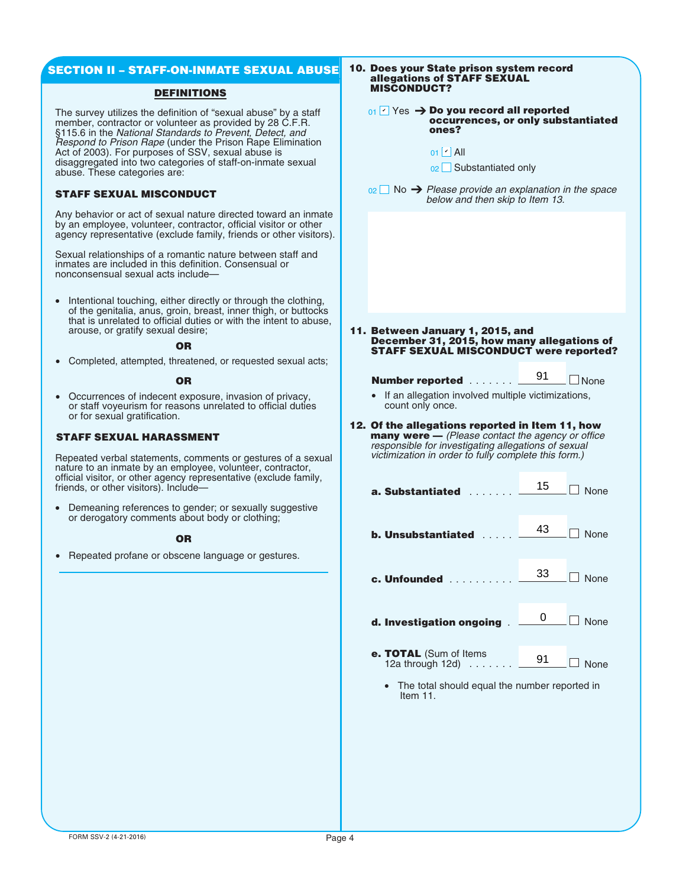## SECTION II – STAFF-ON-INMATE SEXUAL ABUSE

### DEFINITIONS

The survey utilizes the definition of "sexual abuse" by a staff member, contractor or volunteer as provided by 28 C.F.R. §115.6 in the *National Standards to Prevent, Detect, and Respond to Prison Rape* (under the Prison Rape Elimination Act of 2003). For purposes of SSV, sexual abuse is disaggregated into two categories of staff-on-inmate sexual abuse. These categories are:

#### STAFF SEXUAL MISCONDUCT

Any behavior or act of sexual nature directed toward an inmate by an employee, volunteer, contractor, official visitor or other agency representative (exclude family, friends or other visitors).

Sexual relationships of a romantic nature between staff and inmates are included in this definition. Consensual or nonconsensual sexual acts include—

- Intentional touching, either directly or through the clothing, of the genitalia, anus, groin, breast, inner thigh, or buttocks that is unrelated to official duties or with the intent to abuse, arouse, or gratify sexual desire;

**OR**

- Completed, attempted, threatened, or requested sexual acts;

**OR**

- Occurrences of indecent exposure, invasion of privacy, or staff voyeurism for reasons unrelated to official duties or for sexual gratification.

#### STAFF SEXUAL HARASSMENT

Repeated verbal statements, comments or gestures of a sexual nature to an inmate by an employee, volunteer, contractor, official visitor, or other agency representative (exclude family, friends, or other visitors). Include—

- Demeaning references to gender; or sexually suggestive or derogatory comments about body or clothing;

**OR**

- Repeated profane or obscene language or gestures.

---

**10. Does your State prison system record allegations of STAFF SEXUAL MISCONDUCT?**

01 ☑ Yes → **Do you record all reported occurrences, or only substantiated ones?**

- 01 ☑ All
- 02 ☐ Substantiated only

02 ☐ No → *Please provide an explanation in the space below and then skip to Item 13.*

**11. Between January 1, 2015, and December 31, 2015, how many allegations of STAFF SEXUAL MISCONDUCT were reported?**

**Number reported** ....... 91 ☐ None

- If an allegation involved multiple victimizations, count only once.

**12. Of the allegations reported in Item 11, how many were —** *(Please contact the agency or office responsible for investigating allegations of sexual victimization in order to fully complete this form.)*

| Item | Number | None |
|---|---|---|
| **a. Substantiated** | 15 | ☐ |
| **b. Unsubstantiated** | 43 | ☐ |
| **c. Unfounded** | 33 | ☐ |
| **d. Investigation ongoing** | 0 | ☐ |
| **e. TOTAL** (Sum of Items 12a through 12d) | 91 | ☐ |

- The total should equal the number reported in Item 11.

FORM SSV-2 (4-21-2016)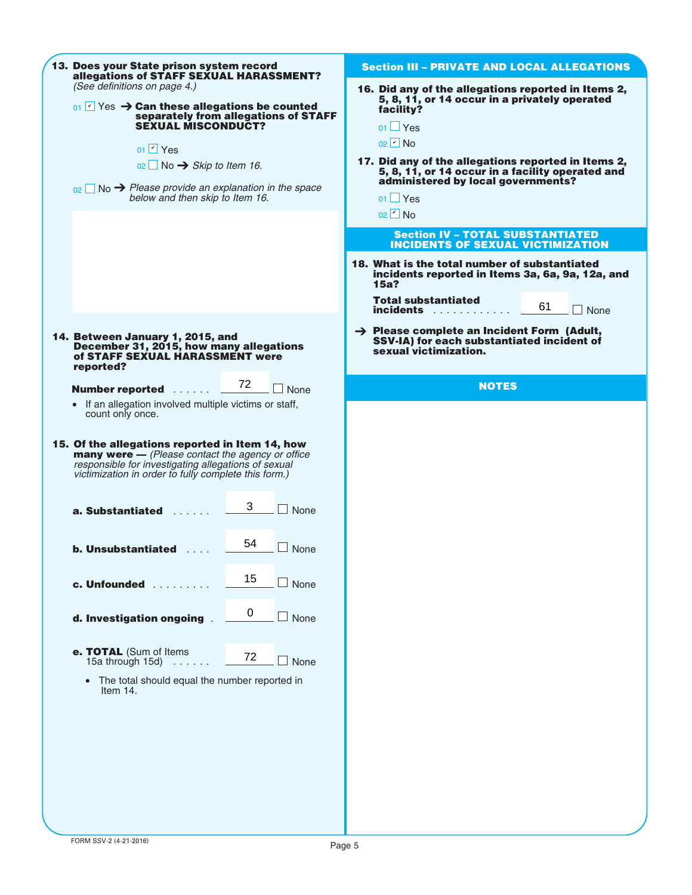**13. Does your State prison system record allegations of STAFF SEXUAL HARASSMENT?** *(See definitions on page 4.)*

01 ☑ Yes → **Can these allegations be counted separately from allegations of STAFF SEXUAL MISCONDUCT?**

- 01 ☑ Yes
- 02 ☐ No → *Skip to Item 16.*

02 ☐ No → *Please provide an explanation in the space below and then skip to Item 16.*

**14. Between January 1, 2015, and December 31, 2015, how many allegations of STAFF SEXUAL HARASSMENT were reported?**

**Number reported** . . . . . . 72 ☐ None

- If an allegation involved multiple victims or staff, count only once.

**15. Of the allegations reported in Item 14, how many were —** *(Please contact the agency or office responsible for investigating allegations of sexual victimization in order to fully complete this form.)*

**a. Substantiated** . . . . . . 3 ☐ None

**b. Unsubstantiated** . . . . 54 ☐ None

**c. Unfounded** . . . . . . . . . 15 ☐ None

**d. Investigation ongoing** . 0 ☐ None

**e. TOTAL** (Sum of Items 15a through 15d) . . . . . . 72 ☐ None

- The total should equal the number reported in Item 14.

## Section III – PRIVATE AND LOCAL ALLEGATIONS

**16. Did any of the allegations reported in Items 2, 5, 8, 11, or 14 occur in a privately operated facility?**

- 01 ☐ Yes
- 02 ☑ No

**17. Did any of the allegations reported in Items 2, 5, 8, 11, or 14 occur in a facility operated and administered by local governments?**

- 01 ☐ Yes
- 02 ☑ No

## Section IV – TOTAL SUBSTANTIATED INCIDENTS OF SEXUAL VICTIMIZATION

**18. What is the total number of substantiated incidents reported in Items 3a, 6a, 9a, 12a, and 15a?**

**Total substantiated incidents** . . . . . . . . . . . . 61 ☐ None

→ **Please complete an Incident Form (Adult, SSV-IA) for each substantiated incident of sexual victimization.**

## NOTES

FORM SSV-2 (4-21-2016)